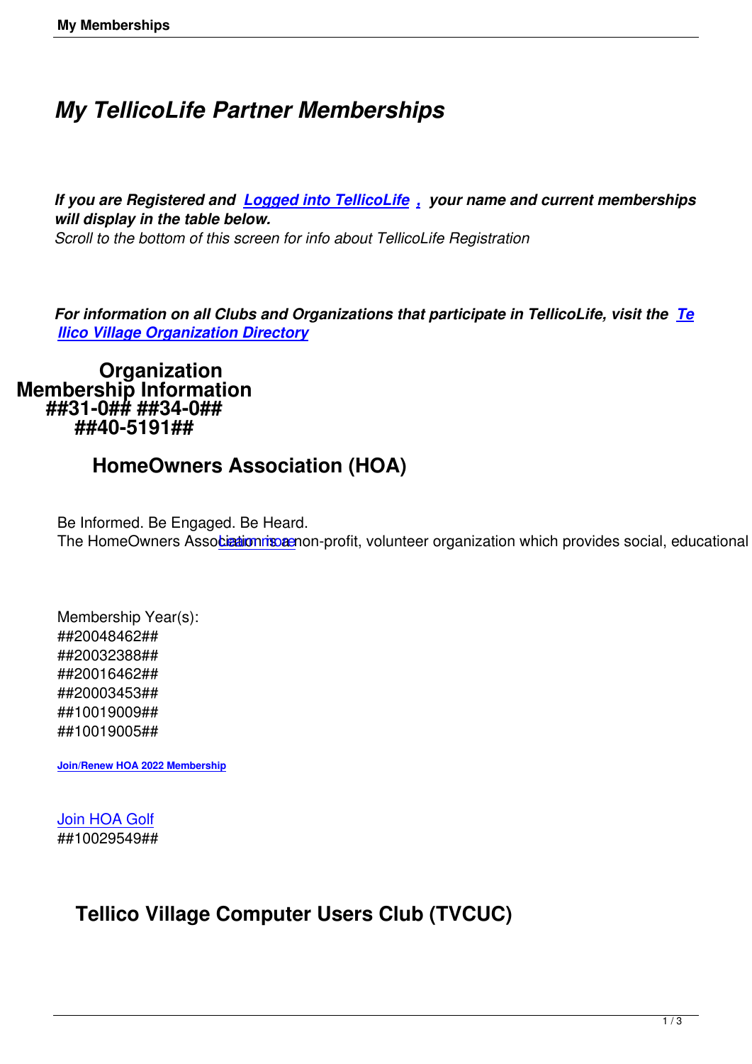# *My TellicoLife Partner Memberships*

***If you are Registered and [Logged into TellicoLife](#) [,](#) your name and current memberships will display in the table below.***
*Scroll to the bottom of this screen for info about TellicoLife Registration*

***For information on all Clubs and Organizations that participate in TellicoLife, visit the [Tellico Village Organization Directory](#)***

**Organization Membership Information**
**##31-0## ##34-0##**
**##40-5191##**

## HomeOwners Association (HOA)

Be Informed. Be Engaged. Be Heard.
The HomeOwners Association is a non-profit, volunteer organization which provides social, educational [Learn more](#)

Membership Year(s):
##20048462##
##20032388##
##20016462##
##20003453##
##10019009##
##10019005##

[**Join/Renew HOA 2022 Membership**](#)

[Join HOA Golf](#)
##10029549##

## Tellico Village Computer Users Club (TVCUC)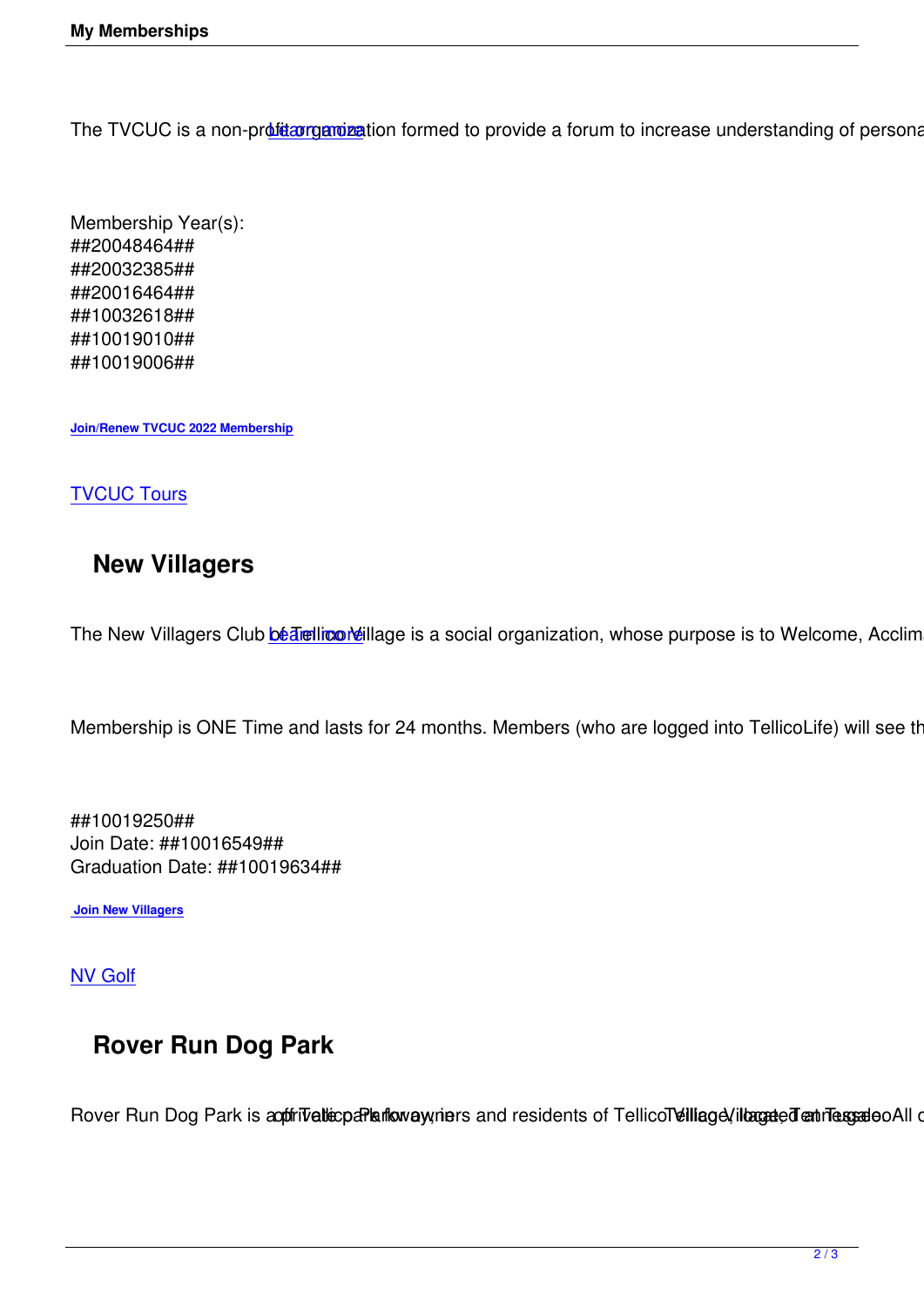The TVCUC is a non-profit organization formed to provide a forum to increase understanding of persona [Learn more]

Membership Year(s):
##20048464##
##20032385##
##20016464##
##10032618##
##10019010##
##10019006##

**Join/Renew TVCUC 2022 Membership**

TVCUC Tours

## New Villagers

The New Villagers Club of Tellico Village is a social organization, whose purpose is to Welcome, Acclim [Learn more]

Membership is ONE Time and lasts for 24 months. Members (who are logged into TellicoLife) will see th

##10019250##
Join Date: ##10016549##
Graduation Date: ##10019634##

**Join New Villagers**

NV Golf

## Rover Run Dog Park

Rover Run Dog Park is a private park for owners and residents of Tellico Village, located on Tellico Parkway, in Tellico Village, Tennessee. All c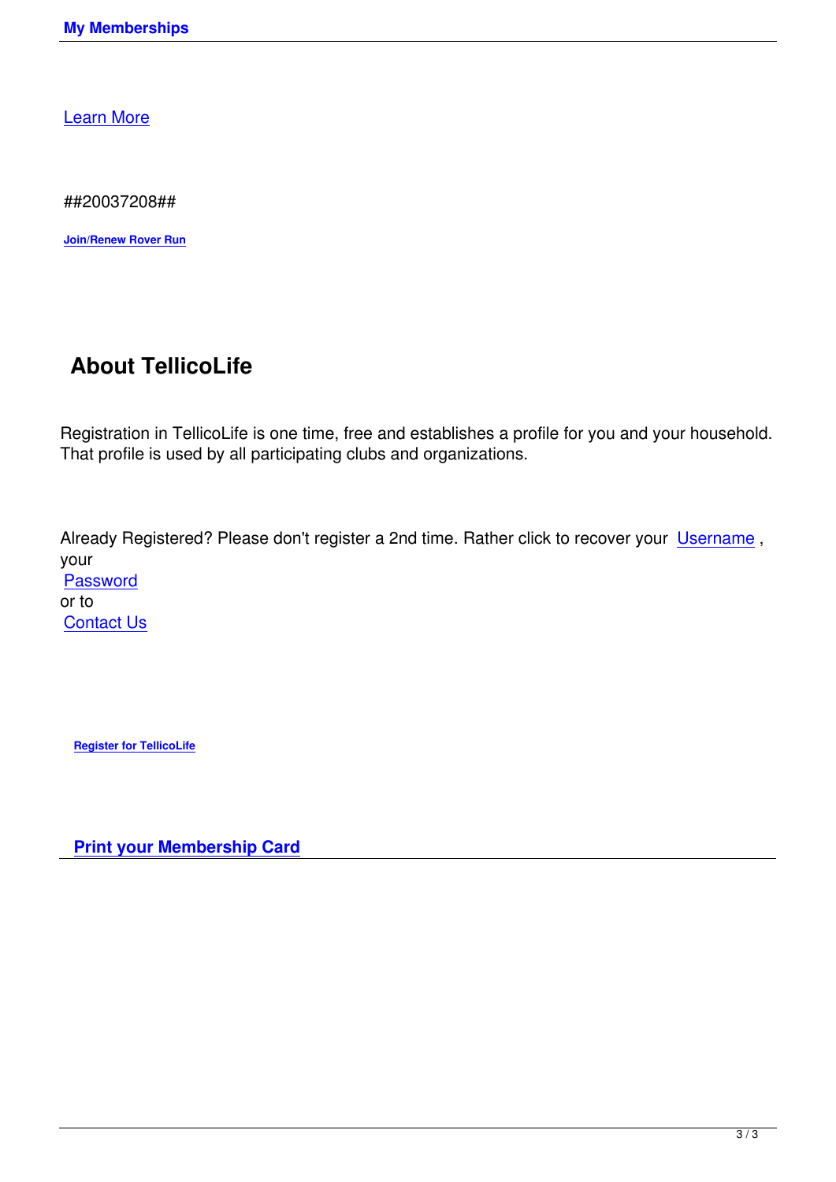Learn More

##20037208##

**Join/Renew Rover Run**

## About TellicoLife

Registration in TellicoLife is one time, free and establishes a profile for you and your household. That profile is used by all participating clubs and organizations.

Already Registered? Please don't register a 2nd time. Rather click to recover your Username , your Password or to Contact Us

**Register for TellicoLife**

**Print your Membership Card**